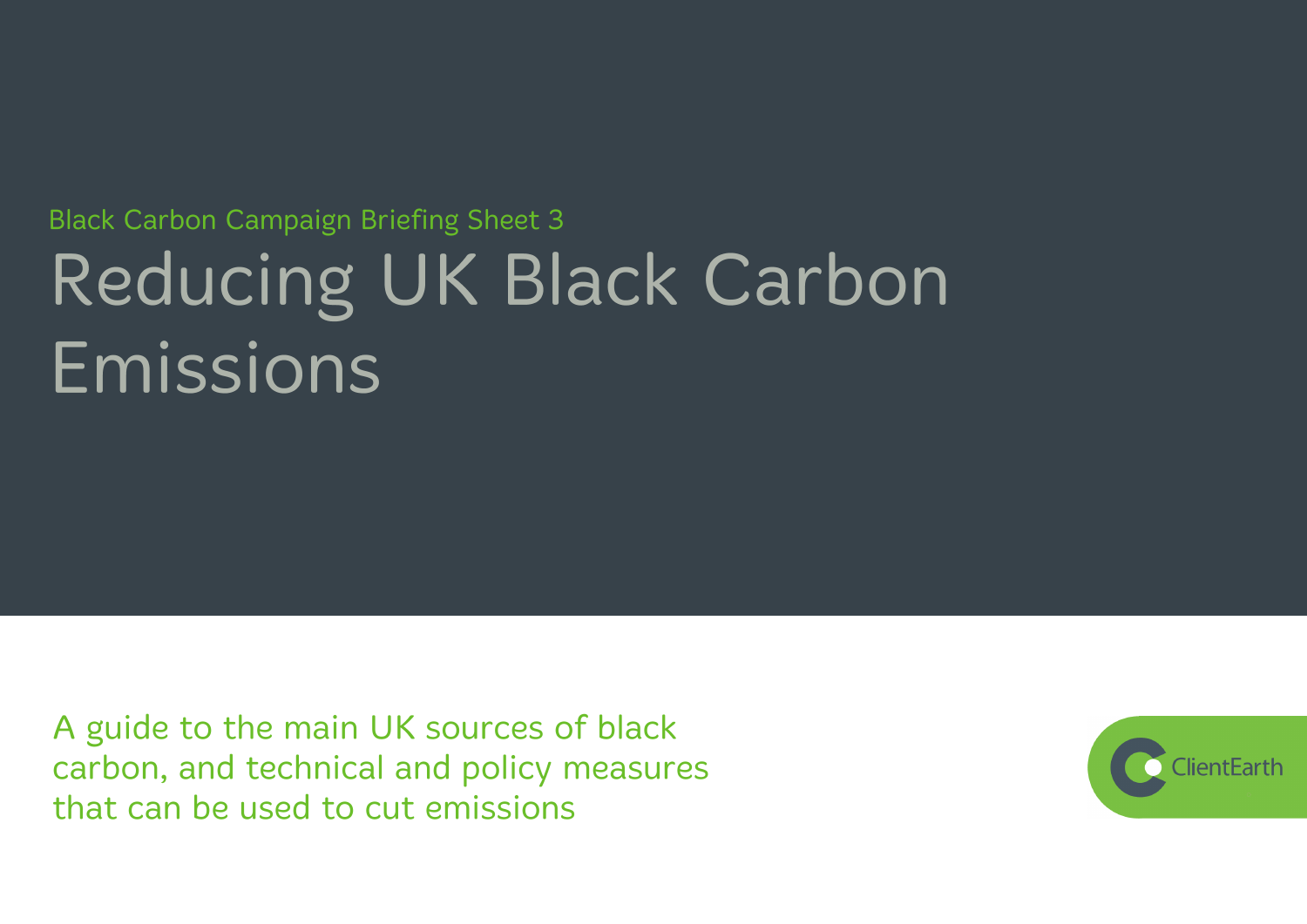Black Carbon Campaign Briefing Sheet 3

# Reducing UK Black Carbon Emissions

A guide to the main UK sources of black carbon, and technical and policy measures that can be used to cut emissions

ClientEarth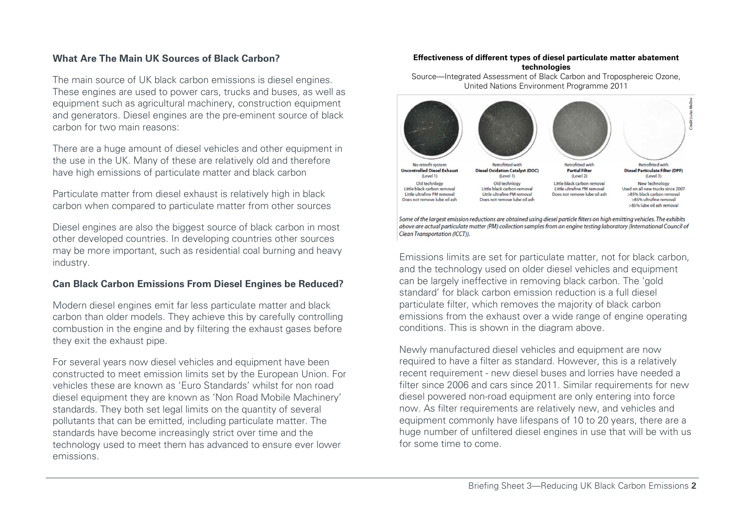### What Are The Main UK Sources of Black Carbon?

The main source of UK black carbon emissions is diesel engines. These engines are used to power cars, trucks and buses, as well as equipment such as agricultural machinery, construction equipment and generators. Diesel engines are the pre-eminent source of black carbon for two main reasons:

There are a huge amount of diesel vehicles and other equipment in the use in the UK. Many of these are relatively old and therefore have high emissions of particulate matter and black carbon

Particulate matter from diesel exhaust is relatively high in black carbon when compared to particulate matter from other sources

Diesel engines are also the biggest source of black carbon in most other developed countries. In developing countries other sources may be more important, such as residential coal burning and heavy industry.

### Can Black Carbon Emissions From Diesel Engines be Reduced?

Modern diesel engines emit far less particulate matter and black carbon than older models. They achieve this by carefully controlling combustion in the engine and by filtering the exhaust gases before they exit the exhaust pipe.

For several years now diesel vehicles and equipment have been constructed to meet emission limits set by the European Union. For vehicles these are known as 'Euro Standards' whilst for non road diesel equipment they are known as 'Non Road Mobile Machinery' standards. They both set legal limits on the quantity of several pollutants that can be emitted, including particulate matter. The standards have become increasingly strict over time and the technology used to meet them has advanced to ensure ever lower emissions.

**Effectiveness of different types of diesel particulate matter abatement technologies**

Source—Integrated Assessment of Black Carbon and Tropospshereic Ozone, United Nations Environment Programme 2011

| No retrofit system **Uncontrolled Diesel Exhaust** (Level 1) | Retrofitted with **Diesel Oxidation Catalyst (DOC)** (Level 1) | Retrofitted with **Partial Filter** (Level 2) | Retrofitted with **Diesel Particulate Filter (DPF)** (Level 3) |
| --- | --- | --- | --- |
| Old technology<br>Little black carbon removal<br>Little ultrafine PM removal<br>Does not remove lube oil ash | Old technology<br>Little black carbon removal<br>Little ultrafine PM removal<br>Does not remove lube oil ash | Little black carbon removal<br>Little ultrafine PM removal<br>Does not remove lube oil ash | New Technology<br>Used on all new trucks since 2007<br>>85% black carbon removal<br>>85% ultrafine removal<br>>85% lube oil ash removal |

Credit: Luisa Molina

*Some of the largest emission reductions are obtained using diesel particle filters on high emitting vehicles. The exhibits above are actual particulate matter (PM) collection samples from an engine testing laboratory (International Council of Clean Transportation (ICCT)).*

Emissions limits are set for particulate matter, not for black carbon, and the technology used on older diesel vehicles and equipment can be largely ineffective in removing black carbon. The 'gold standard' for black carbon emission reduction is a full diesel particulate filter, which removes the majority of black carbon emissions from the exhaust over a wide range of engine operating conditions. This is shown in the diagram above.

Newly manufactured diesel vehicles and equipment are now required to have a filter as standard. However, this is a relatively recent requirement - new diesel buses and lorries have needed a filter since 2006 and cars since 2011. Similar requirements for new diesel powered non-road equipment are only entering into force now. As filter requirements are relatively new, and vehicles and equipment commonly have lifespans of 10 to 20 years, there are a huge number of unfiltered diesel engines in use that will be with us for some time to come.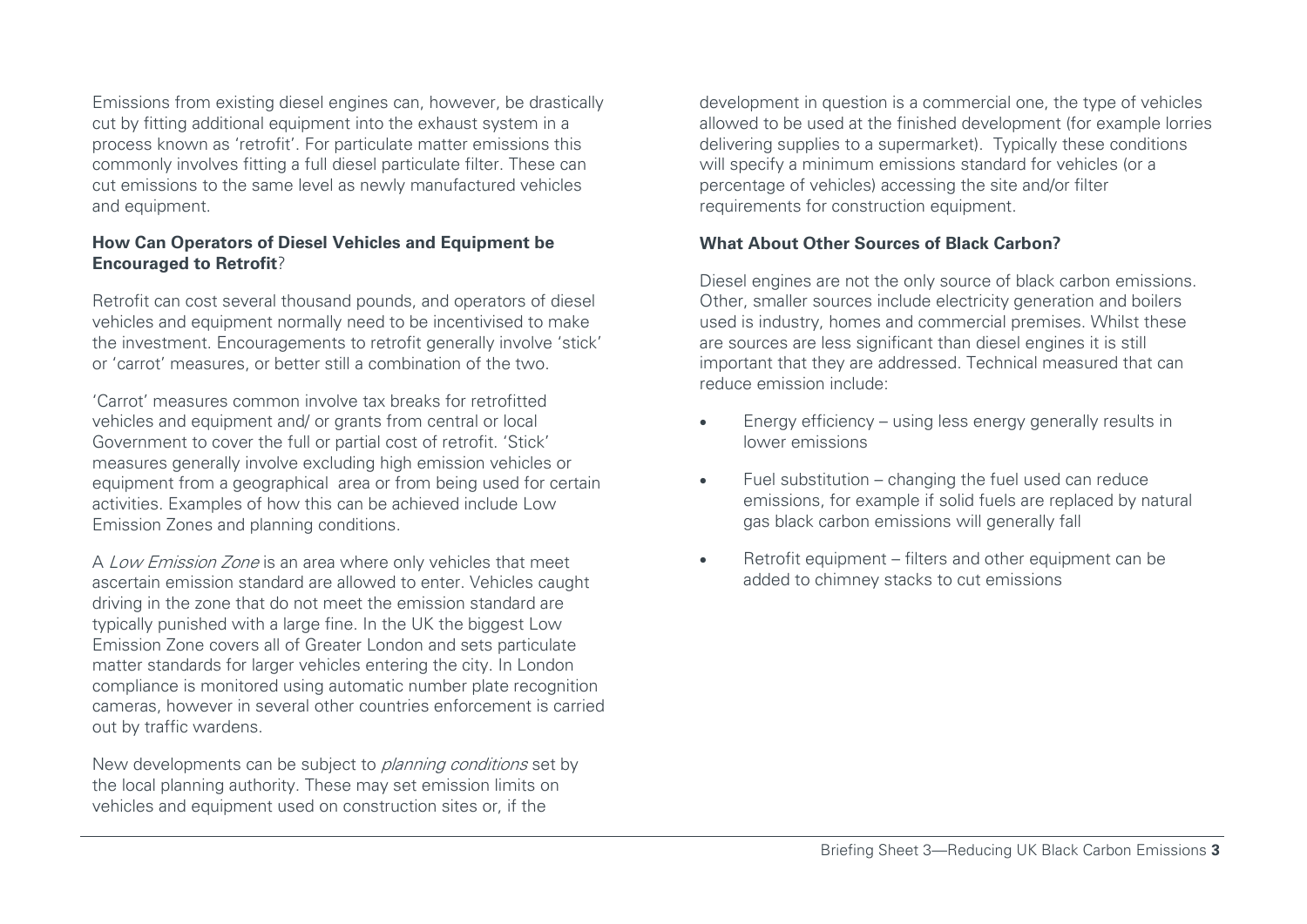Emissions from existing diesel engines can, however, be drastically cut by fitting additional equipment into the exhaust system in a process known as 'retrofit'. For particulate matter emissions this commonly involves fitting a full diesel particulate filter. These can cut emissions to the same level as newly manufactured vehicles and equipment.

### How Can Operators of Diesel Vehicles and Equipment be Encouraged to Retrofit?

Retrofit can cost several thousand pounds, and operators of diesel vehicles and equipment normally need to be incentivised to make the investment. Encouragements to retrofit generally involve 'stick' or 'carrot' measures, or better still a combination of the two.

'Carrot' measures common involve tax breaks for retrofitted vehicles and equipment and/ or grants from central or local Government to cover the full or partial cost of retrofit. 'Stick' measures generally involve excluding high emission vehicles or equipment from a geographical area or from being used for certain activities. Examples of how this can be achieved include Low Emission Zones and planning conditions.

A *Low Emission Zone* is an area where only vehicles that meet ascertain emission standard are allowed to enter. Vehicles caught driving in the zone that do not meet the emission standard are typically punished with a large fine. In the UK the biggest Low Emission Zone covers all of Greater London and sets particulate matter standards for larger vehicles entering the city. In London compliance is monitored using automatic number plate recognition cameras, however in several other countries enforcement is carried out by traffic wardens.

New developments can be subject to *planning conditions* set by the local planning authority. These may set emission limits on vehicles and equipment used on construction sites or, if the development in question is a commercial one, the type of vehicles allowed to be used at the finished development (for example lorries delivering supplies to a supermarket). Typically these conditions will specify a minimum emissions standard for vehicles (or a percentage of vehicles) accessing the site and/or filter requirements for construction equipment.

### What About Other Sources of Black Carbon?

Diesel engines are not the only source of black carbon emissions. Other, smaller sources include electricity generation and boilers used is industry, homes and commercial premises. Whilst these are sources are less significant than diesel engines it is still important that they are addressed. Technical measured that can reduce emission include:

- Energy efficiency – using less energy generally results in lower emissions
- Fuel substitution – changing the fuel used can reduce emissions, for example if solid fuels are replaced by natural gas black carbon emissions will generally fall
- Retrofit equipment – filters and other equipment can be added to chimney stacks to cut emissions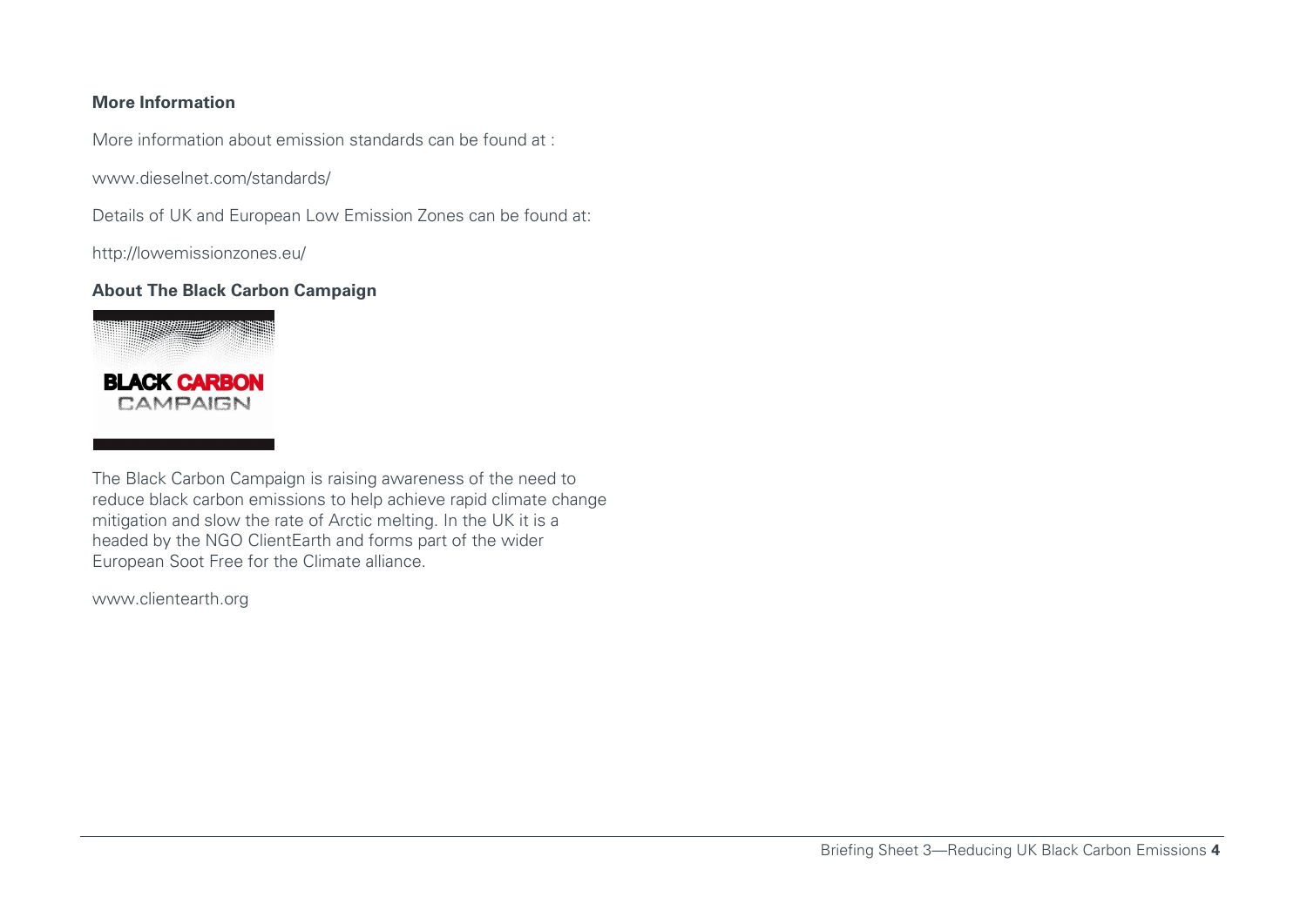### More Information

More information about emission standards can be found at :

www.dieselnet.com/standards/

Details of UK and European Low Emission Zones can be found at:

http://lowemissionzones.eu/

### About The Black Carbon Campaign

The Black Carbon Campaign is raising awareness of the need to reduce black carbon emissions to help achieve rapid climate change mitigation and slow the rate of Arctic melting. In the UK it is a headed by the NGO ClientEarth and forms part of the wider European Soot Free for the Climate alliance.

www.clientearth.org